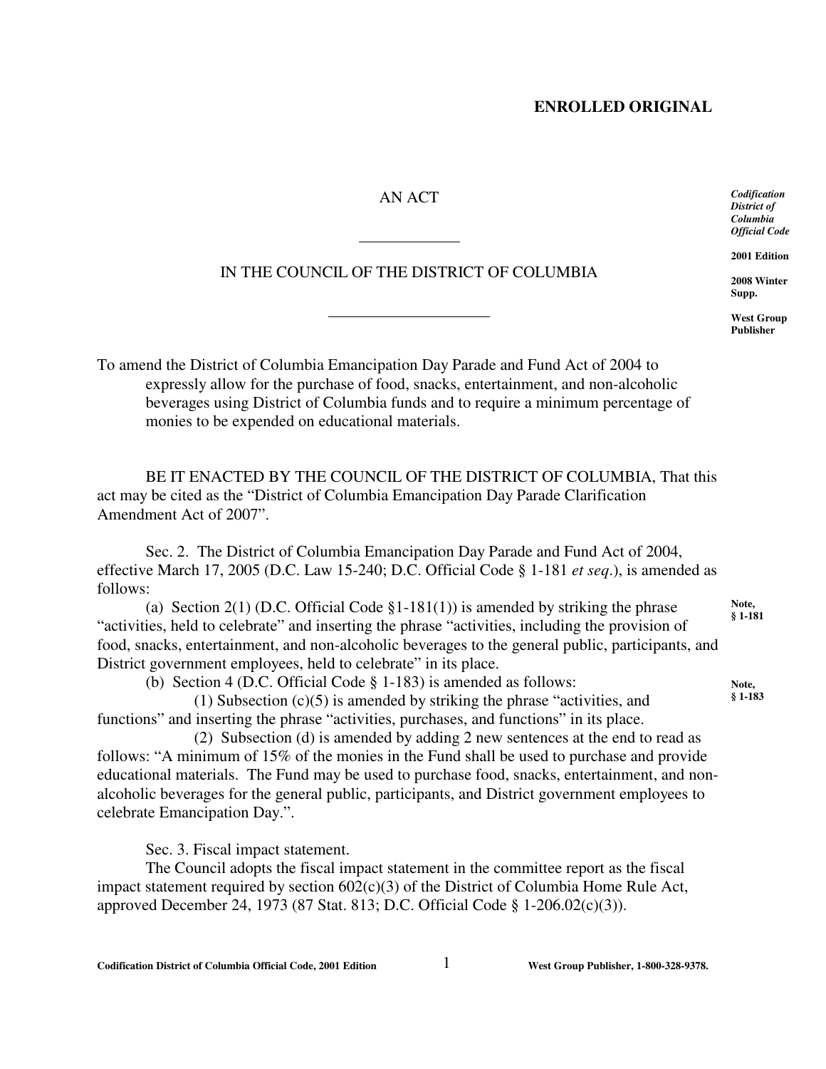**ENROLLED ORIGINAL**

AN ACT

---

IN THE COUNCIL OF THE DISTRICT OF COLUMBIA

---

*Codification District of Columbia Official Code*

**2001 Edition**

**2008 Winter Supp.**

**West Group Publisher**

To amend the District of Columbia Emancipation Day Parade and Fund Act of 2004 to expressly allow for the purchase of food, snacks, entertainment, and non-alcoholic beverages using District of Columbia funds and to require a minimum percentage of monies to be expended on educational materials.

BE IT ENACTED BY THE COUNCIL OF THE DISTRICT OF COLUMBIA, That this act may be cited as the "District of Columbia Emancipation Day Parade Clarification Amendment Act of 2007".

Sec. 2. The District of Columbia Emancipation Day Parade and Fund Act of 2004, effective March 17, 2005 (D.C. Law 15-240; D.C. Official Code § 1-181 *et seq.*), is amended as follows:

(a) Section 2(1) (D.C. Official Code §1-181(1)) is amended by striking the phrase "activities, held to celebrate" and inserting the phrase "activities, including the provision of food, snacks, entertainment, and non-alcoholic beverages to the general public, participants, and District government employees, held to celebrate" in its place.

**Note, § 1-181**

(b) Section 4 (D.C. Official Code § 1-183) is amended as follows:

**Note, § 1-183**

(1) Subsection (c)(5) is amended by striking the phrase "activities, and functions" and inserting the phrase "activities, purchases, and functions" in its place.

(2) Subsection (d) is amended by adding 2 new sentences at the end to read as follows: "A minimum of 15% of the monies in the Fund shall be used to purchase and provide educational materials. The Fund may be used to purchase food, snacks, entertainment, and non-alcoholic beverages for the general public, participants, and District government employees to celebrate Emancipation Day.".

Sec. 3. Fiscal impact statement.

The Council adopts the fiscal impact statement in the committee report as the fiscal impact statement required by section 602(c)(3) of the District of Columbia Home Rule Act, approved December 24, 1973 (87 Stat. 813; D.C. Official Code § 1-206.02(c)(3)).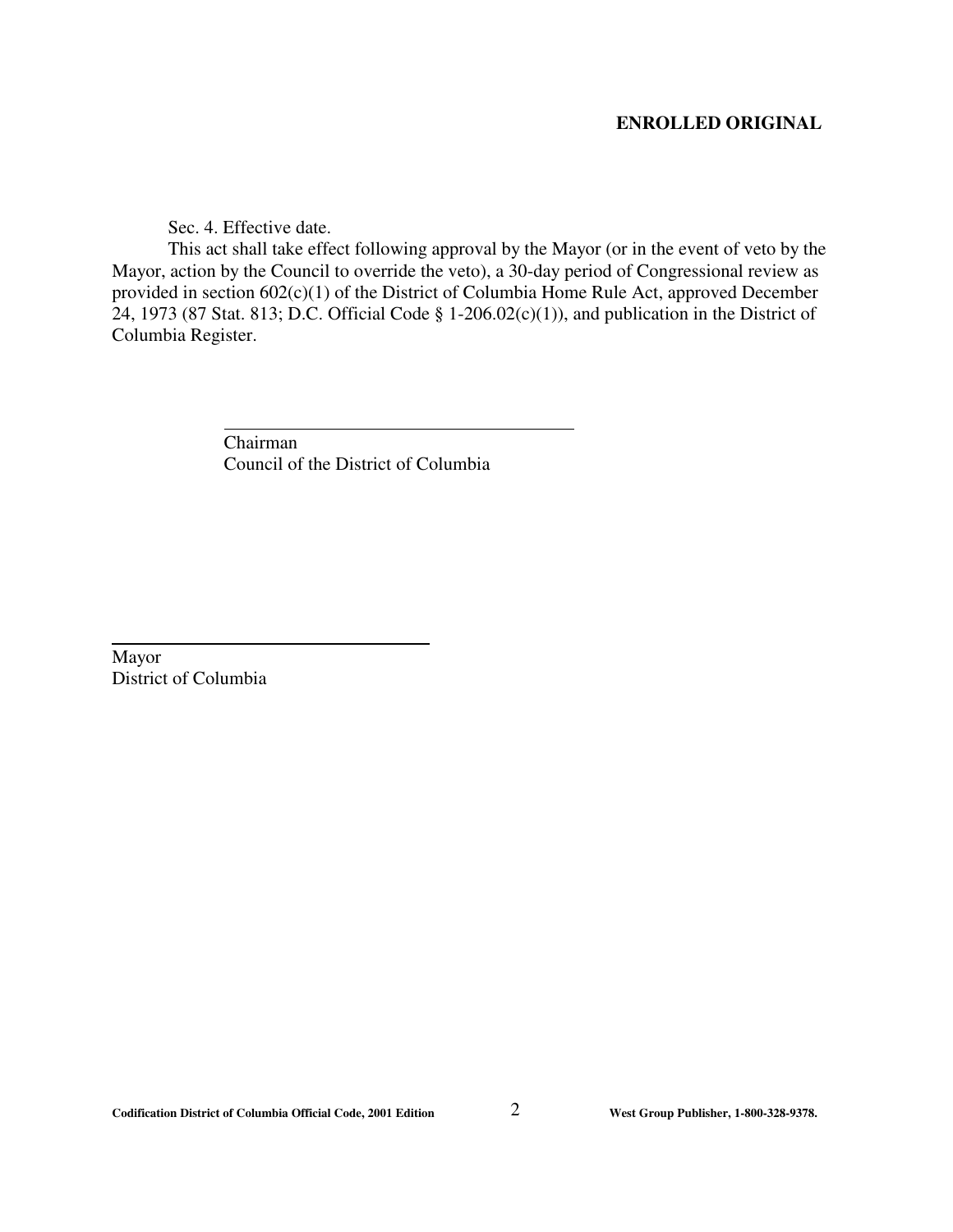**ENROLLED ORIGINAL**

Sec. 4. Effective date.

This act shall take effect following approval by the Mayor (or in the event of veto by the Mayor, action by the Council to override the veto), a 30-day period of Congressional review as provided in section 602(c)(1) of the District of Columbia Home Rule Act, approved December 24, 1973 (87 Stat. 813; D.C. Official Code § 1-206.02(c)(1)), and publication in the District of Columbia Register.

\_\_\_\_\_\_\_\_\_\_\_\_\_\_\_\_\_\_\_\_\_\_\_\_\_\_\_\_\_\_\_\_\_\_\_\_

Chairman
Council of the District of Columbia

\_\_\_\_\_\_\_\_\_\_\_\_\_\_\_\_\_\_\_\_\_\_\_\_\_\_\_\_\_\_\_\_\_\_\_\_

Mayor
District of Columbia

**Codification District of Columbia Official Code, 2001 Edition** **West Group Publisher, 1-800-328-9378.**